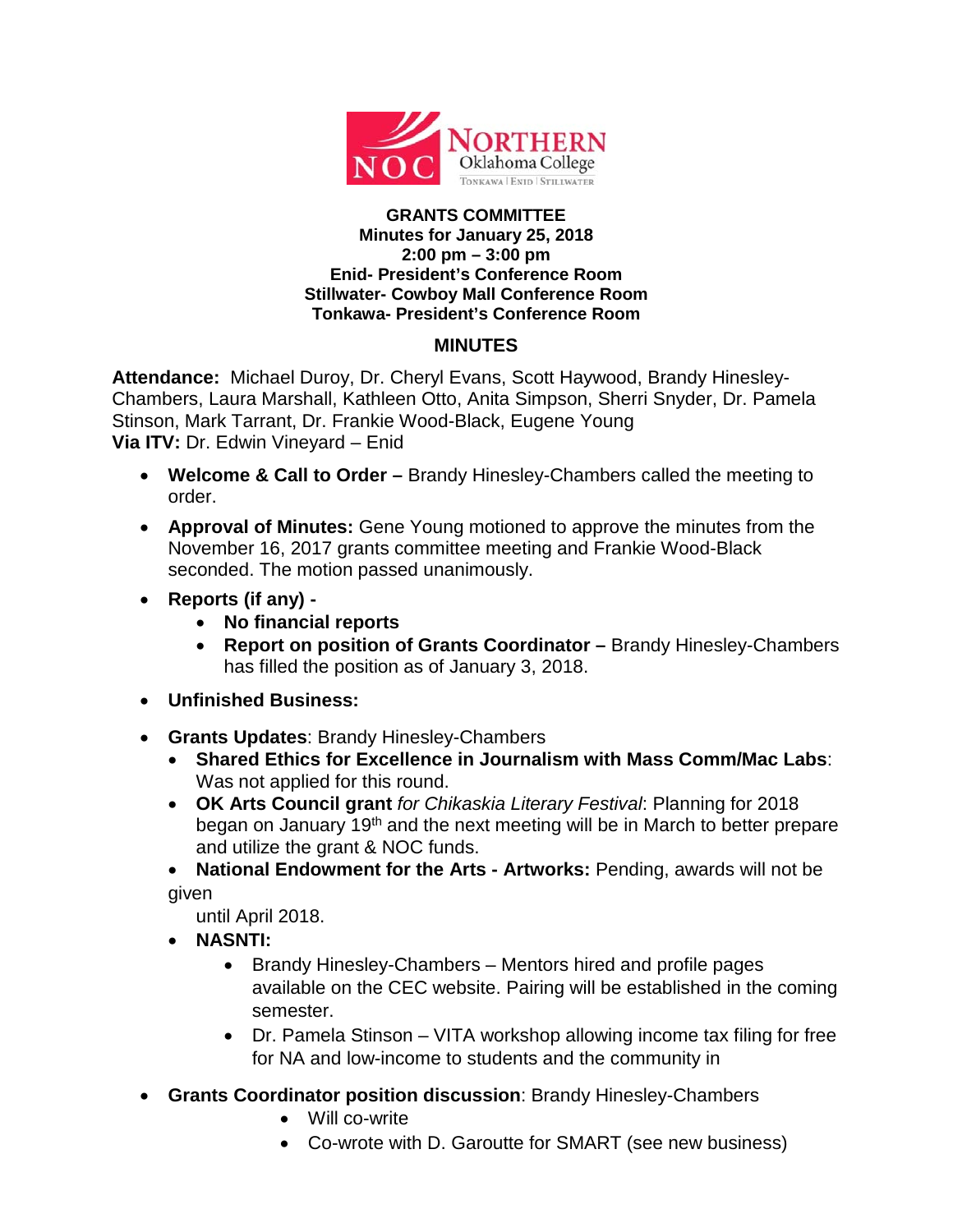**GRANTS COMMITTEE**
**Minutes for January 25, 2018**
**2:00 pm – 3:00 pm**
**Enid- President's Conference Room**
**Stillwater- Cowboy Mall Conference Room**
**Tonkawa- President's Conference Room**

## MINUTES

**Attendance:** Michael Duroy, Dr. Cheryl Evans, Scott Haywood, Brandy Hinesley-Chambers, Laura Marshall, Kathleen Otto, Anita Simpson, Sherri Snyder, Dr. Pamela Stinson, Mark Tarrant, Dr. Frankie Wood-Black, Eugene Young
**Via ITV:** Dr. Edwin Vineyard – Enid

- **Welcome & Call to Order –** Brandy Hinesley-Chambers called the meeting to order.
- **Approval of Minutes:** Gene Young motioned to approve the minutes from the November 16, 2017 grants committee meeting and Frankie Wood-Black seconded. The motion passed unanimously.
- **Reports (if any) -**
  - **No financial reports**
  - **Report on position of Grants Coordinator –** Brandy Hinesley-Chambers has filled the position as of January 3, 2018.
- **Unfinished Business:**
- **Grants Updates**: Brandy Hinesley-Chambers
  - **Shared Ethics for Excellence in Journalism with Mass Comm/Mac Labs**: Was not applied for this round.
  - **OK Arts Council grant** *for Chikaskia Literary Festival*: Planning for 2018 began on January 19th and the next meeting will be in March to better prepare and utilize the grant & NOC funds.
  - **National Endowment for the Arts - Artworks:** Pending, awards will not be given until April 2018.
  - **NASNTI:**
    - Brandy Hinesley-Chambers – Mentors hired and profile pages available on the CEC website. Pairing will be established in the coming semester.
    - Dr. Pamela Stinson – VITA workshop allowing income tax filing for free for NA and low-income to students and the community in
- **Grants Coordinator position discussion**: Brandy Hinesley-Chambers
  - Will co-write
  - Co-wrote with D. Garoutte for SMART (see new business)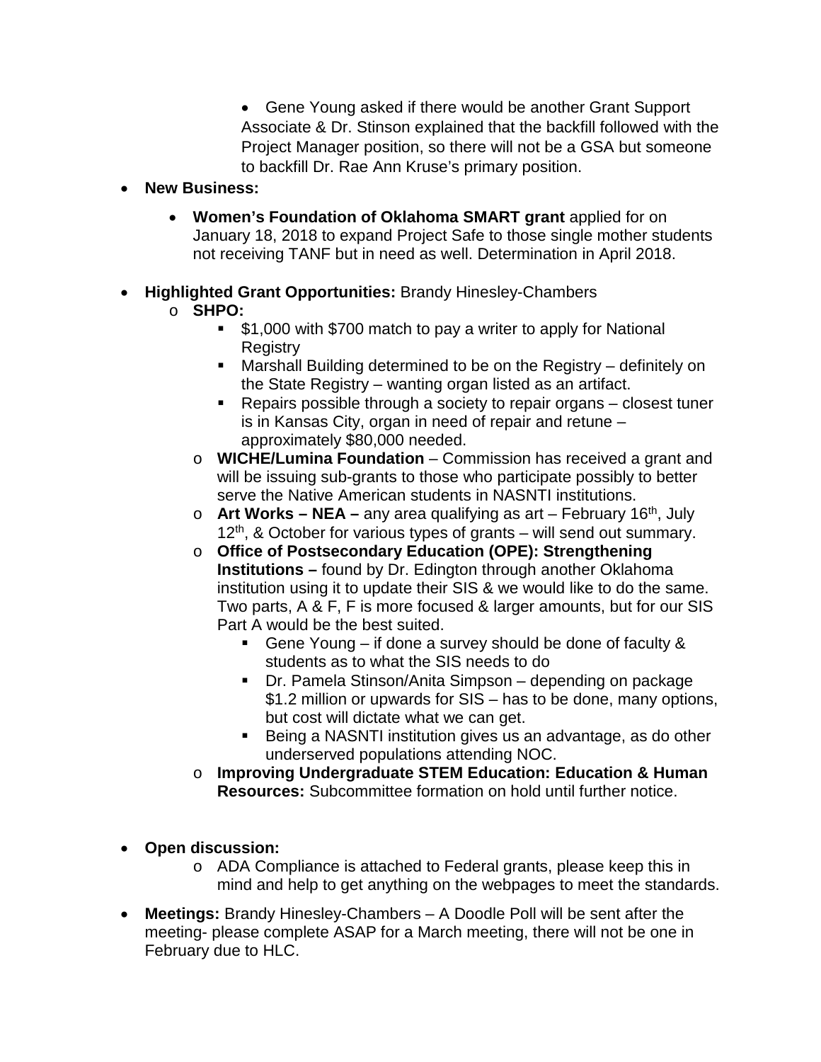- Gene Young asked if there would be another Grant Support Associate & Dr. Stinson explained that the backfill followed with the Project Manager position, so there will not be a GSA but someone to backfill Dr. Rae Ann Kruse's primary position.

- **New Business:**
  - **Women's Foundation of Oklahoma SMART grant** applied for on January 18, 2018 to expand Project Safe to those single mother students not receiving TANF but in need as well. Determination in April 2018.

- **Highlighted Grant Opportunities:** Brandy Hinesley-Chambers
  - **SHPO:**
    - $1,000 with $700 match to pay a writer to apply for National Registry
    - Marshall Building determined to be on the Registry – definitely on the State Registry – wanting organ listed as an artifact.
    - Repairs possible through a society to repair organs – closest tuner is in Kansas City, organ in need of repair and retune – approximately $80,000 needed.
  - **WICHE/Lumina Foundation** – Commission has received a grant and will be issuing sub-grants to those who participate possibly to better serve the Native American students in NASNTI institutions.
  - **Art Works – NEA –** any area qualifying as art – February 16th, July 12th, & October for various types of grants – will send out summary.
  - **Office of Postsecondary Education (OPE): Strengthening Institutions –** found by Dr. Edington through another Oklahoma institution using it to update their SIS & we would like to do the same. Two parts, A & F, F is more focused & larger amounts, but for our SIS Part A would be the best suited.
    - Gene Young – if done a survey should be done of faculty & students as to what the SIS needs to do
    - Dr. Pamela Stinson/Anita Simpson – depending on package $1.2 million or upwards for SIS – has to be done, many options, but cost will dictate what we can get.
    - Being a NASNTI institution gives us an advantage, as do other underserved populations attending NOC.
  - **Improving Undergraduate STEM Education: Education & Human Resources:** Subcommittee formation on hold until further notice.

- **Open discussion:**
  - ADA Compliance is attached to Federal grants, please keep this in mind and help to get anything on the webpages to meet the standards.

- **Meetings:** Brandy Hinesley-Chambers – A Doodle Poll will be sent after the meeting- please complete ASAP for a March meeting, there will not be one in February due to HLC.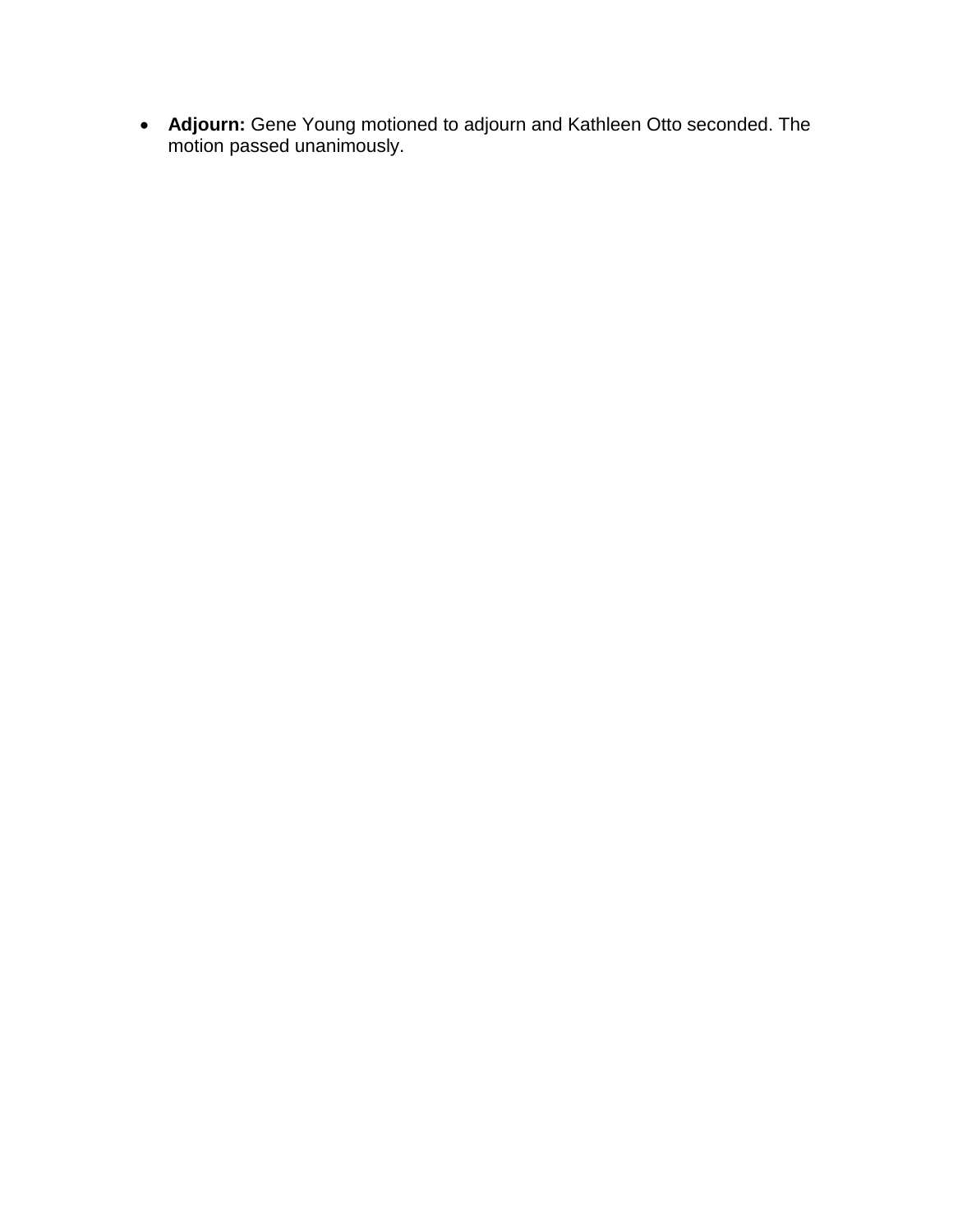- **Adjourn:** Gene Young motioned to adjourn and Kathleen Otto seconded. The motion passed unanimously.